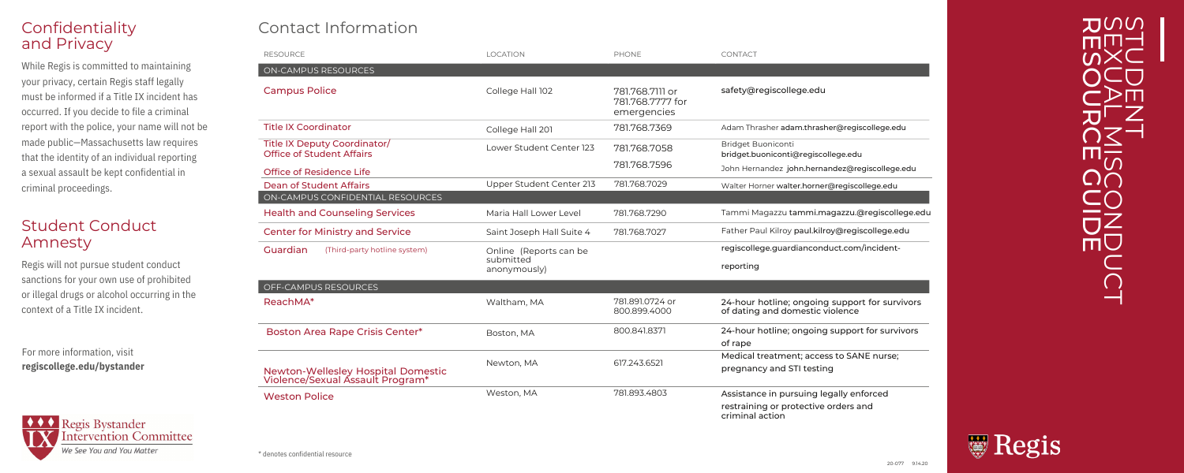## Confidentiality and Privacy

While Regis is committed to maintaining your privacy, certain Regis staff legally must be informed if a Title IX incident has occurred. If you decide to file a criminal report with the police, your name will not be made public—Massachusetts law requires that the identity of an individual reporting a sexual assault be kept confidential in criminal proceedings.

## Student Conduct Amnesty

Regis will not pursue student conduct sanctions for your own use of prohibited or illegal drugs or alcohol occurring in the context of a Title IX incident.

For more information, visit **regiscollege.edu/bystander**

Regis Bystander Intervention Committee

*We See You and You Matter*

## Contact Information

| RESOURCE | LOCATION | PHONE | CONTACT |
|---|---|---|---|
| **ON-CAMPUS RESOURCES** | | | |
| Campus Police | College Hall 102 | 781.768.7111 or 781.768.7777 for emergencies | safety@regiscollege.edu |
| Title IX Coordinator | College Hall 201 | 781.768.7369 | Adam Thrasher adam.thrasher@regiscollege.edu |
| Title IX Deputy Coordinator/ Office of Student Affairs | Lower Student Center 123 | 781.768.7058 | Bridget Buoniconti bridget.buoniconti@regiscollege.edu |
| Office of Residence Life | | 781.768.7596 | John Hernandez john.hernandez@regiscollege.edu |
| Dean of Student Affairs | Upper Student Center 213 | 781.768.7029 | Walter Horner walter.horner@regiscollege.edu |
| **ON-CAMPUS CONFIDENTIAL RESOURCES** | | | |
| Health and Counseling Services | Maria Hall Lower Level | 781.768.7290 | Tammi Magazzu tammi.magazzu.@regiscollege.edu |
| Center for Ministry and Service | Saint Joseph Hall Suite 4 | 781.768.7027 | Father Paul Kilroy paul.kilroy@regiscollege.edu |
| Guardian (Third-party hotline system) | Online (Reports can be submitted anonymously) | | regiscollege.guardianconduct.com/incident-reporting |
| **OFF-CAMPUS RESOURCES** | | | |
| ReachMA* | Waltham, MA | 781.891.0724 or 800.899.4000 | 24-hour hotline; ongoing support for survivors of dating and domestic violence |
| Boston Area Rape Crisis Center* | Boston, MA | 800.841.8371 | 24-hour hotline; ongoing support for survivors of rape |
| Newton-Wellesley Hospital Domestic Violence/Sexual Assault Program* | Newton, MA | 617.243.6521 | Medical treatment; access to SANE nurse; pregnancy and STI testing |
| Weston Police | Weston, MA | 781.893.4803 | Assistance in pursuing legally enforced restraining or protective orders and criminal action |

\* denotes confidential resource

# STUDENT SEXUAL MISCONDUCT RESOURCE GUIDE

Regis

20-077 9.14.20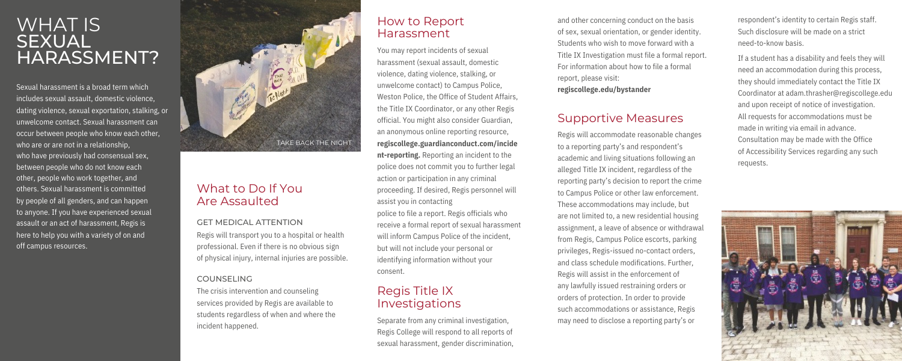# WHAT IS SEXUAL HARASSMENT?

Sexual harassment is a broad term which includes sexual assault, domestic violence, dating violence, sexual exportation, stalking, or unwelcome contact. Sexual harassment can occur between people who know each other, who are or are not in a relationship, who have previously had consensual sex, between people who do not know each other, people who work together, and others. Sexual harassment is committed by people of all genders, and can happen to anyone. If you have experienced sexual assault or an act of harassment, Regis is here to help you with a variety of on and off campus resources.

TAKE BACK THE NIGHT

## What to Do If You Are Assaulted

### GET MEDICAL ATTENTION

Regis will transport you to a hospital or health professional. Even if there is no obvious sign of physical injury, internal injuries are possible.

### COUNSELING

The crisis intervention and counseling services provided by Regis are available to students regardless of when and where the incident happened.

## How to Report Harassment

You may report incidents of sexual harassment (sexual assault, domestic violence, dating violence, stalking, or unwelcome contact) to Campus Police, Weston Police, the Office of Student Affairs, the Title IX Coordinator, or any other Regis official. You might also consider Guardian, an anonymous online reporting resource, **regiscollege.guardianconduct.com/incident-reporting.** Reporting an incident to the police does not commit you to further legal action or participation in any criminal proceeding. If desired, Regis personnel will assist you in contacting police to file a report. Regis officials who receive a formal report of sexual harassment will inform Campus Police of the incident, but will not include your personal or identifying information without your consent.

## Regis Title IX Investigations

Separate from any criminal investigation, Regis College will respond to all reports of sexual harassment, gender discrimination, and other concerning conduct on the basis of sex, sexual orientation, or gender identity. Students who wish to move forward with a Title IX Investigation must file a formal report. For information about how to file a formal report, please visit: **regiscollege.edu/bystander**

## Supportive Measures

Regis will accommodate reasonable changes to a reporting party's and respondent's academic and living situations following an alleged Title IX incident, regardless of the reporting party's decision to report the crime to Campus Police or other law enforcement. These accommodations may include, but are not limited to, a new residential housing assignment, a leave of absence or withdrawal from Regis, Campus Police escorts, parking privileges, Regis-issued no-contact orders, and class schedule modifications. Further, Regis will assist in the enforcement of any lawfully issued restraining orders or orders of protection. In order to provide such accommodations or assistance, Regis may need to disclose a reporting party's or respondent's identity to certain Regis staff. Such disclosure will be made on a strict need-to-know basis.

If a student has a disability and feels they will need an accommodation during this process, they should immediately contact the Title IX Coordinator at adam.thrasher@regiscollege.edu and upon receipt of notice of investigation. All requests for accommodations must be made in writing via email in advance. Consultation may be made with the Office of Accessibility Services regarding any such requests.